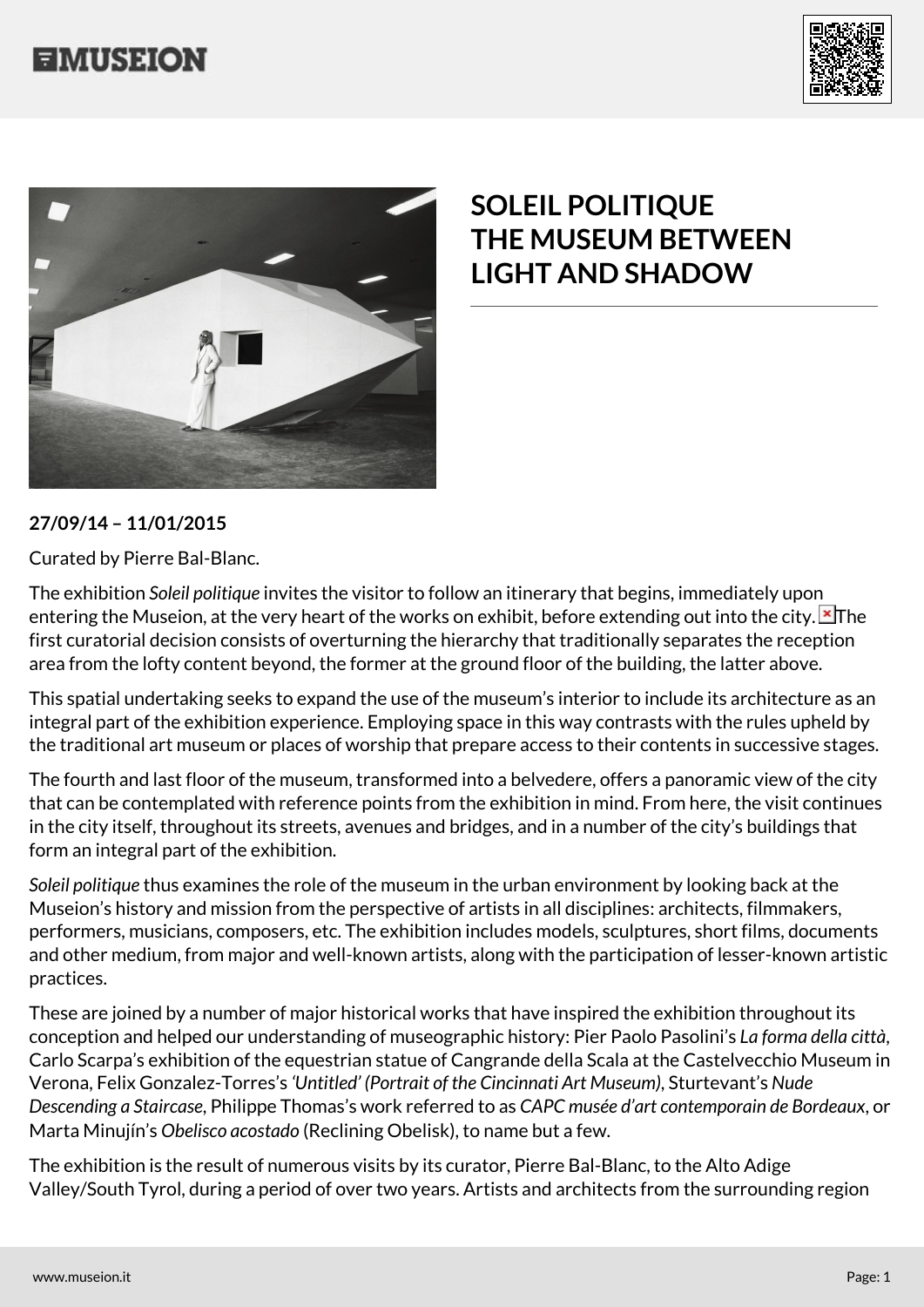# SOLEIL POLITIQUE THE MUSEUM BETWEEN LIGHT AND SHADOW

**27/09/14 – 11/01/2015**

Curated by Pierre Bal-Blanc.

The exhibition *Soleil politique* invites the visitor to follow an itinerary that begins, immediately upon entering the Museion, at the very heart of the works on exhibit, before extending out into the city. The first curatorial decision consists of overturning the hierarchy that traditionally separates the reception area from the lofty content beyond, the former at the ground floor of the building, the latter above.

This spatial undertaking seeks to expand the use of the museum's interior to include its architecture as an integral part of the exhibition experience. Employing space in this way contrasts with the rules upheld by the traditional art museum or places of worship that prepare access to their contents in successive stages.

The fourth and last floor of the museum, transformed into a belvedere, offers a panoramic view of the city that can be contemplated with reference points from the exhibition in mind. From here, the visit continues in the city itself, throughout its streets, avenues and bridges, and in a number of the city's buildings that form an integral part of the exhibition.

*Soleil politique* thus examines the role of the museum in the urban environment by looking back at the Museion's history and mission from the perspective of artists in all disciplines: architects, filmmakers, performers, musicians, composers, etc. The exhibition includes models, sculptures, short films, documents and other medium, from major and well-known artists, along with the participation of lesser-known artistic practices.

These are joined by a number of major historical works that have inspired the exhibition throughout its conception and helped our understanding of museographic history: Pier Paolo Pasolini's *La forma della città*, Carlo Scarpa's exhibition of the equestrian statue of Cangrande della Scala at the Castelvecchio Museum in Verona, Felix Gonzalez-Torres's *'Untitled' (Portrait of the Cincinnati Art Museum)*, Sturtevant's *Nude Descending a Staircase*, Philippe Thomas's work referred to as *CAPC musée d'art contemporain de Bordeaux*, or Marta Minujín's *Obelisco acostado* (Reclining Obelisk), to name but a few.

The exhibition is the result of numerous visits by its curator, Pierre Bal-Blanc, to the Alto Adige Valley/South Tyrol, during a period of over two years. Artists and architects from the surrounding region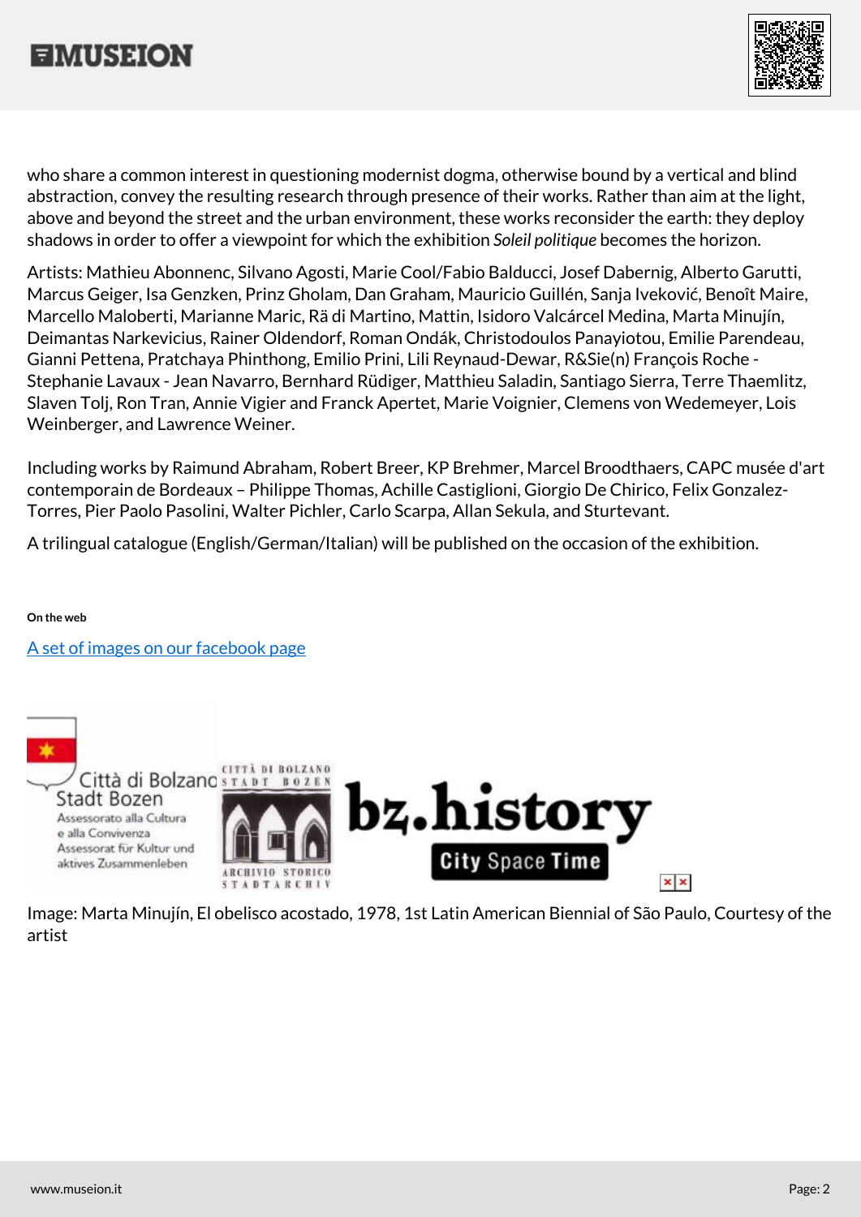who share a common interest in questioning modernist dogma, otherwise bound by a vertical and blind abstraction, convey the resulting research through presence of their works. Rather than aim at the light, above and beyond the street and the urban environment, these works reconsider the earth: they deploy shadows in order to offer a viewpoint for which the exhibition *Soleil politique* becomes the horizon.

Artists: Mathieu Abonnenc, Silvano Agosti, Marie Cool/Fabio Balducci, Josef Dabernig, Alberto Garutti, Marcus Geiger, Isa Genzken, Prinz Gholam, Dan Graham, Mauricio Guillén, Sanja Iveković, Benoît Maire, Marcello Maloberti, Marianne Maric, Rä di Martino, Mattin, Isidoro Valcárcel Medina, Marta Minujín, Deimantas Narkevicius, Rainer Oldendorf, Roman Ondák, Christodoulos Panayiotou, Emilie Parendeau, Gianni Pettena, Pratchaya Phinthong, Emilio Prini, Lili Reynaud-Dewar, R&Sie(n) François Roche - Stephanie Lavaux - Jean Navarro, Bernhard Rüdiger, Matthieu Saladin, Santiago Sierra, Terre Thaemlitz, Slaven Tolj, Ron Tran, Annie Vigier and Franck Apertet, Marie Voignier, Clemens von Wedemeyer, Lois Weinberger, and Lawrence Weiner.

Including works by Raimund Abraham, Robert Breer, KP Brehmer, Marcel Broodthaers, CAPC musée d'art contemporain de Bordeaux – Philippe Thomas, Achille Castiglioni, Giorgio De Chirico, Felix Gonzalez-Torres, Pier Paolo Pasolini, Walter Pichler, Carlo Scarpa, Allan Sekula, and Sturtevant.

A trilingual catalogue (English/German/Italian) will be published on the occasion of the exhibition.

**On the web**

[A set of images on our facebook page]

Città di Bolzano
Stadt Bozen
Assessorato alla Cultura
e alla Convivenza
Assessorat für Kultur und
aktives Zusammenleben

CITTÀ DI BOLZANO
STADT BOZEN
ARCHIVIO STORICO
STADTARCHIV

bz.history
City Space Time

Image: Marta Minujín, El obelisco acostado, 1978, 1st Latin American Biennial of São Paulo, Courtesy of the artist